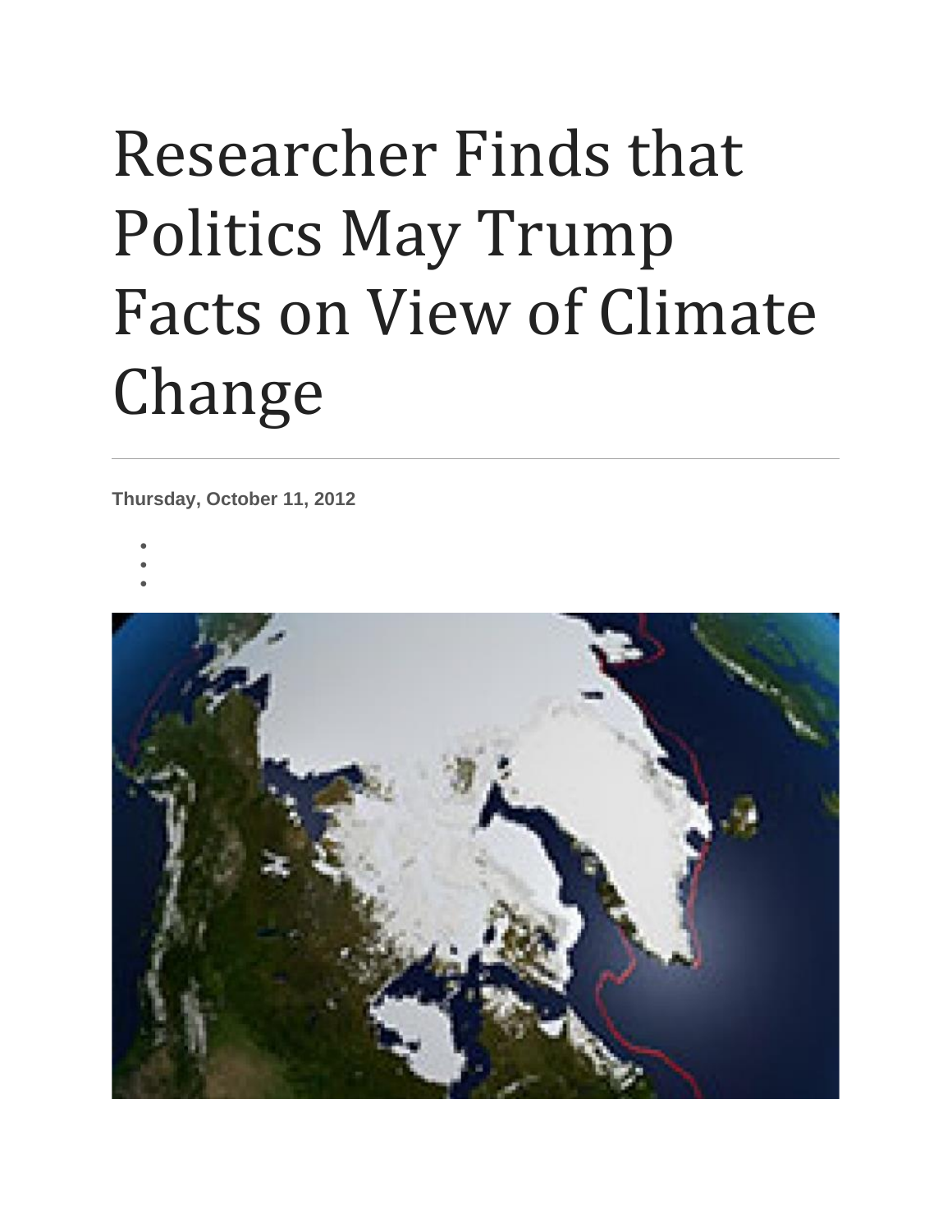# Researcher Finds that Politics May Trump Facts on View of Climate Change

**Thursday, October 11, 2012**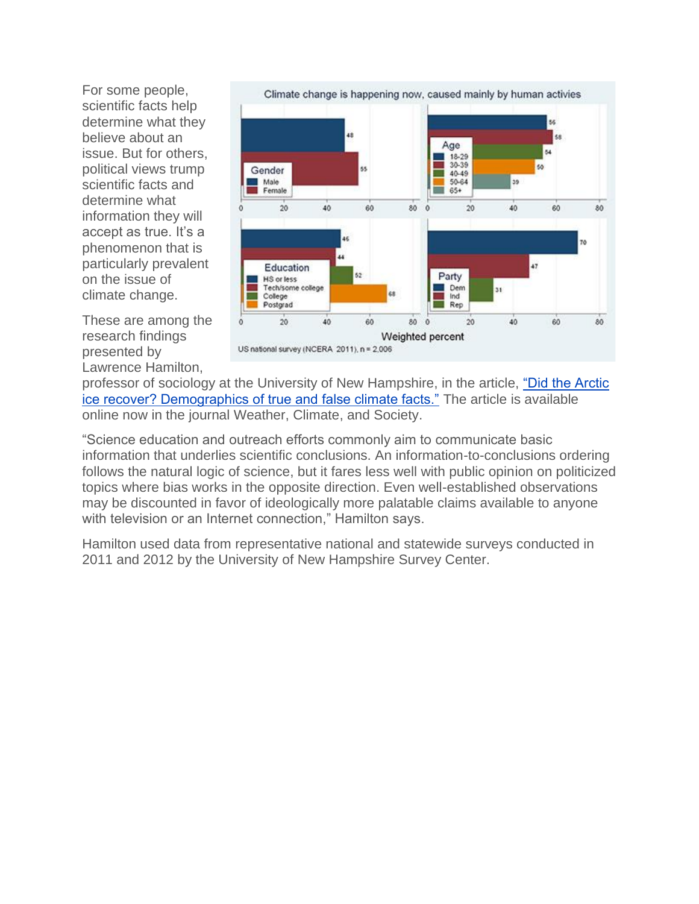For some people, scientific facts help determine what they believe about an issue. But for others, political views trump scientific facts and determine what information they will accept as true. It's a phenomenon that is particularly prevalent on the issue of climate change.

These are among the research findings presented by Lawrence Hamilton, professor of sociology at the University of New Hampshire, in the article, "Did the Arctic ice recover? Demographics of true and false climate facts." The article is available online now in the journal Weather, Climate, and Society.

"Science education and outreach efforts commonly aim to communicate basic information that underlies scientific conclusions. An information-to-conclusions ordering follows the natural logic of science, but it fares less well with public opinion on politicized topics where bias works in the opposite direction. Even well-established observations may be discounted in favor of ideologically more palatable claims available to anyone with television or an Internet connection," Hamilton says.

Hamilton used data from representative national and statewide surveys conducted in 2011 and 2012 by the University of New Hampshire Survey Center.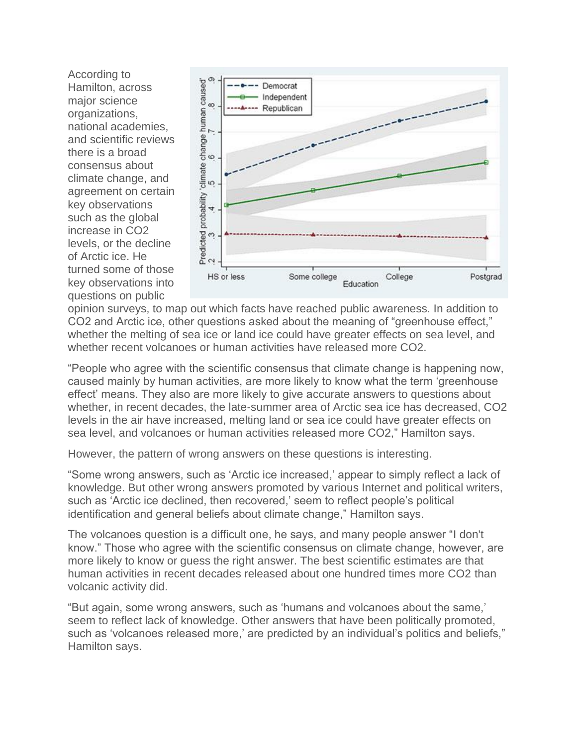According to Hamilton, across major science organizations, national academies, and scientific reviews there is a broad consensus about climate change, and agreement on certain key observations such as the global increase in $CO_2$ levels, or the decline of Arctic ice. He turned some of those key observations into questions on public opinion surveys, to map out which facts have reached public awareness. In addition to $CO_2$ and Arctic ice, other questions asked about the meaning of "greenhouse effect," whether the melting of sea ice or land ice could have greater effects on sea level, and whether recent volcanoes or human activities have released more $CO_2$.

"People who agree with the scientific consensus that climate change is happening now, caused mainly by human activities, are more likely to know what the term 'greenhouse effect' means. They also are more likely to give accurate answers to questions about whether, in recent decades, the late-summer area of Arctic sea ice has decreased, $CO_2$ levels in the air have increased, melting land or sea ice could have greater effects on sea level, and volcanoes or human activities released more $CO_2$," Hamilton says.

However, the pattern of wrong answers on these questions is interesting.

"Some wrong answers, such as 'Arctic ice increased,' appear to simply reflect a lack of knowledge. But other wrong answers promoted by various Internet and political writers, such as 'Arctic ice declined, then recovered,' seem to reflect people's political identification and general beliefs about climate change," Hamilton says.

The volcanoes question is a difficult one, he says, and many people answer "I don't know." Those who agree with the scientific consensus on climate change, however, are more likely to know or guess the right answer. The best scientific estimates are that human activities in recent decades released about one hundred times more $CO_2$ than volcanic activity did.

"But again, some wrong answers, such as 'humans and volcanoes about the same,' seem to reflect lack of knowledge. Other answers that have been politically promoted, such as 'volcanoes released more,' are predicted by an individual's politics and beliefs," Hamilton says.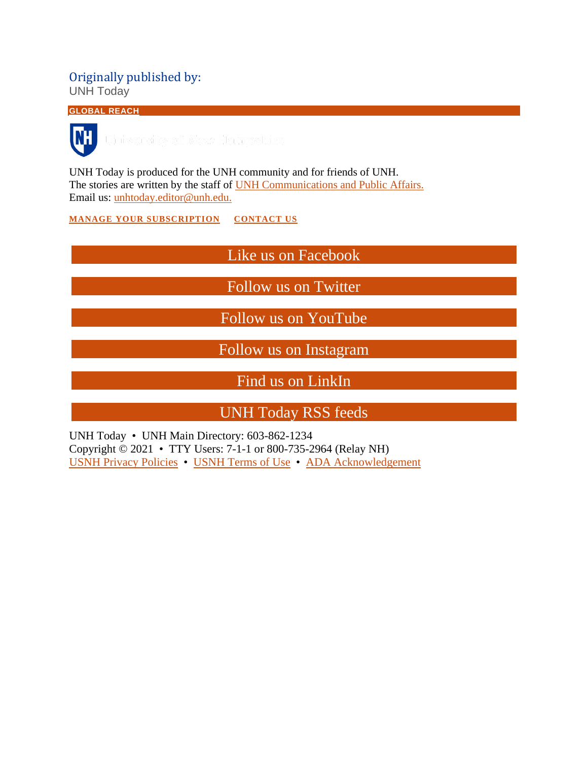Originally published by:
UNH Today

**GLOBAL REACH**

UNH Today is produced for the UNH community and for friends of UNH.
The stories are written by the staff of UNH Communications and Public Affairs.
Email us: unhtoday.editor@unh.edu.

**MANAGE YOUR SUBSCRIPTION** **CONTACT US**

Like us on Facebook

Follow us on Twitter

Follow us on YouTube

Follow us on Instagram

Find us on LinkIn

UNH Today RSS feeds

UNH Today • UNH Main Directory: 603-862-1234
Copyright © 2021 • TTY Users: 7-1-1 or 800-735-2964 (Relay NH)
USNH Privacy Policies • USNH Terms of Use • ADA Acknowledgement